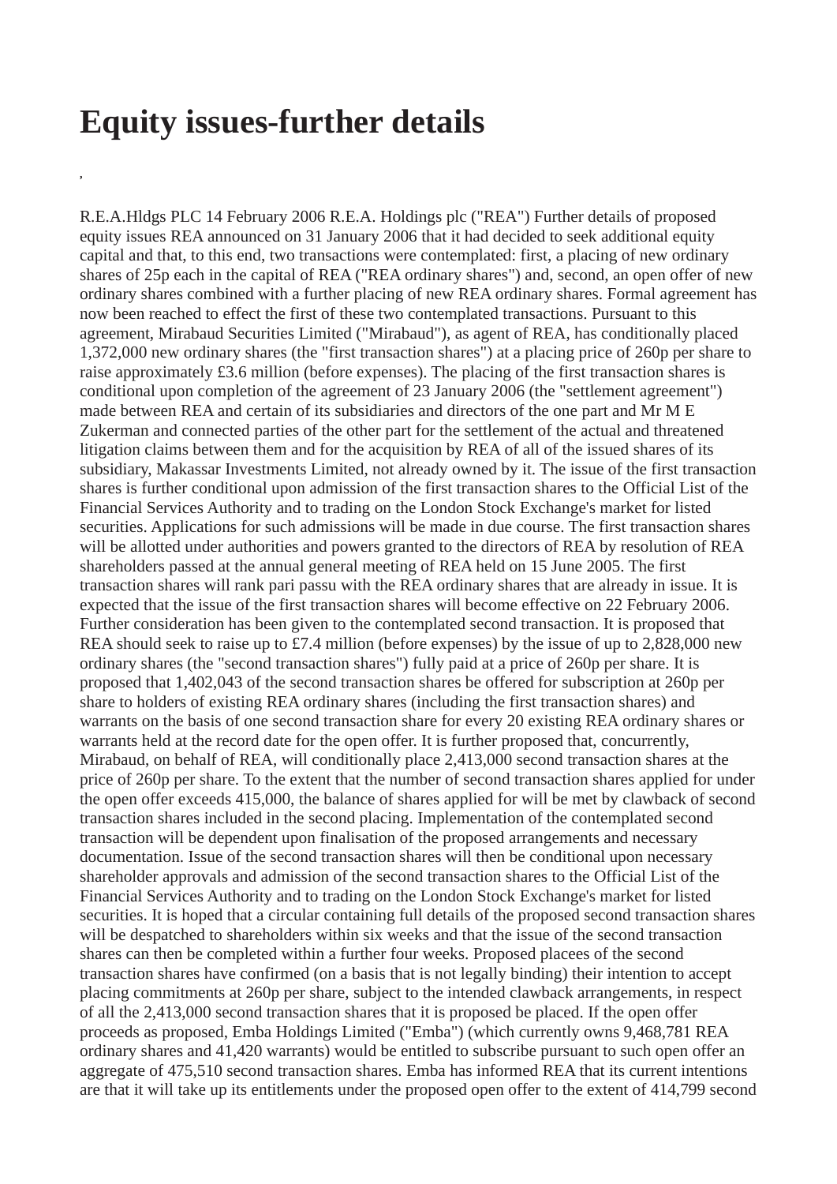# Equity issues-further details

,

R.E.A.Hldgs PLC 14 February 2006 R.E.A. Holdings plc ("REA") Further details of proposed equity issues REA announced on 31 January 2006 that it had decided to seek additional equity capital and that, to this end, two transactions were contemplated: first, a placing of new ordinary shares of 25p each in the capital of REA ("REA ordinary shares") and, second, an open offer of new ordinary shares combined with a further placing of new REA ordinary shares. Formal agreement has now been reached to effect the first of these two contemplated transactions. Pursuant to this agreement, Mirabaud Securities Limited ("Mirabaud"), as agent of REA, has conditionally placed 1,372,000 new ordinary shares (the "first transaction shares") at a placing price of 260p per share to raise approximately £3.6 million (before expenses). The placing of the first transaction shares is conditional upon completion of the agreement of 23 January 2006 (the "settlement agreement") made between REA and certain of its subsidiaries and directors of the one part and Mr M E Zukerman and connected parties of the other part for the settlement of the actual and threatened litigation claims between them and for the acquisition by REA of all of the issued shares of its subsidiary, Makassar Investments Limited, not already owned by it. The issue of the first transaction shares is further conditional upon admission of the first transaction shares to the Official List of the Financial Services Authority and to trading on the London Stock Exchange's market for listed securities. Applications for such admissions will be made in due course. The first transaction shares will be allotted under authorities and powers granted to the directors of REA by resolution of REA shareholders passed at the annual general meeting of REA held on 15 June 2005. The first transaction shares will rank pari passu with the REA ordinary shares that are already in issue. It is expected that the issue of the first transaction shares will become effective on 22 February 2006. Further consideration has been given to the contemplated second transaction. It is proposed that REA should seek to raise up to £7.4 million (before expenses) by the issue of up to 2,828,000 new ordinary shares (the "second transaction shares") fully paid at a price of 260p per share. It is proposed that 1,402,043 of the second transaction shares be offered for subscription at 260p per share to holders of existing REA ordinary shares (including the first transaction shares) and warrants on the basis of one second transaction share for every 20 existing REA ordinary shares or warrants held at the record date for the open offer. It is further proposed that, concurrently, Mirabaud, on behalf of REA, will conditionally place 2,413,000 second transaction shares at the price of 260p per share. To the extent that the number of second transaction shares applied for under the open offer exceeds 415,000, the balance of shares applied for will be met by clawback of second transaction shares included in the second placing. Implementation of the contemplated second transaction will be dependent upon finalisation of the proposed arrangements and necessary documentation. Issue of the second transaction shares will then be conditional upon necessary shareholder approvals and admission of the second transaction shares to the Official List of the Financial Services Authority and to trading on the London Stock Exchange's market for listed securities. It is hoped that a circular containing full details of the proposed second transaction shares will be despatched to shareholders within six weeks and that the issue of the second transaction shares can then be completed within a further four weeks. Proposed placees of the second transaction shares have confirmed (on a basis that is not legally binding) their intention to accept placing commitments at 260p per share, subject to the intended clawback arrangements, in respect of all the 2,413,000 second transaction shares that it is proposed be placed. If the open offer proceeds as proposed, Emba Holdings Limited ("Emba") (which currently owns 9,468,781 REA ordinary shares and 41,420 warrants) would be entitled to subscribe pursuant to such open offer an aggregate of 475,510 second transaction shares. Emba has informed REA that its current intentions are that it will take up its entitlements under the proposed open offer to the extent of 414,799 second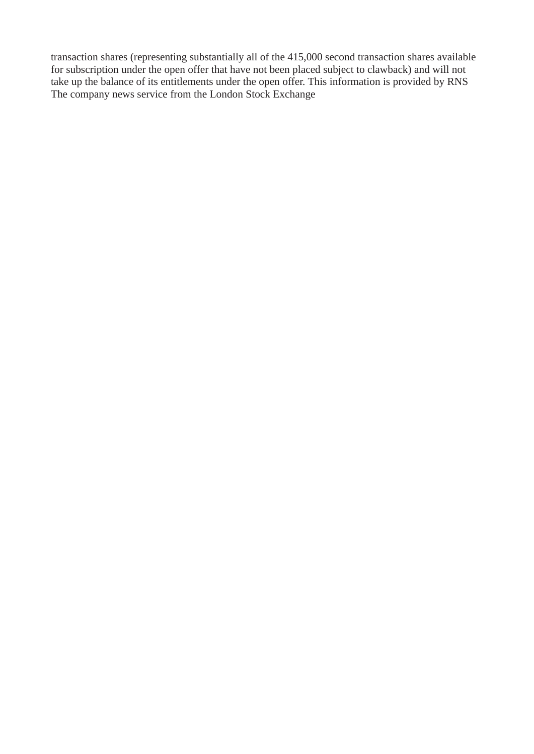transaction shares (representing substantially all of the 415,000 second transaction shares available for subscription under the open offer that have not been placed subject to clawback) and will not take up the balance of its entitlements under the open offer. This information is provided by RNS The company news service from the London Stock Exchange